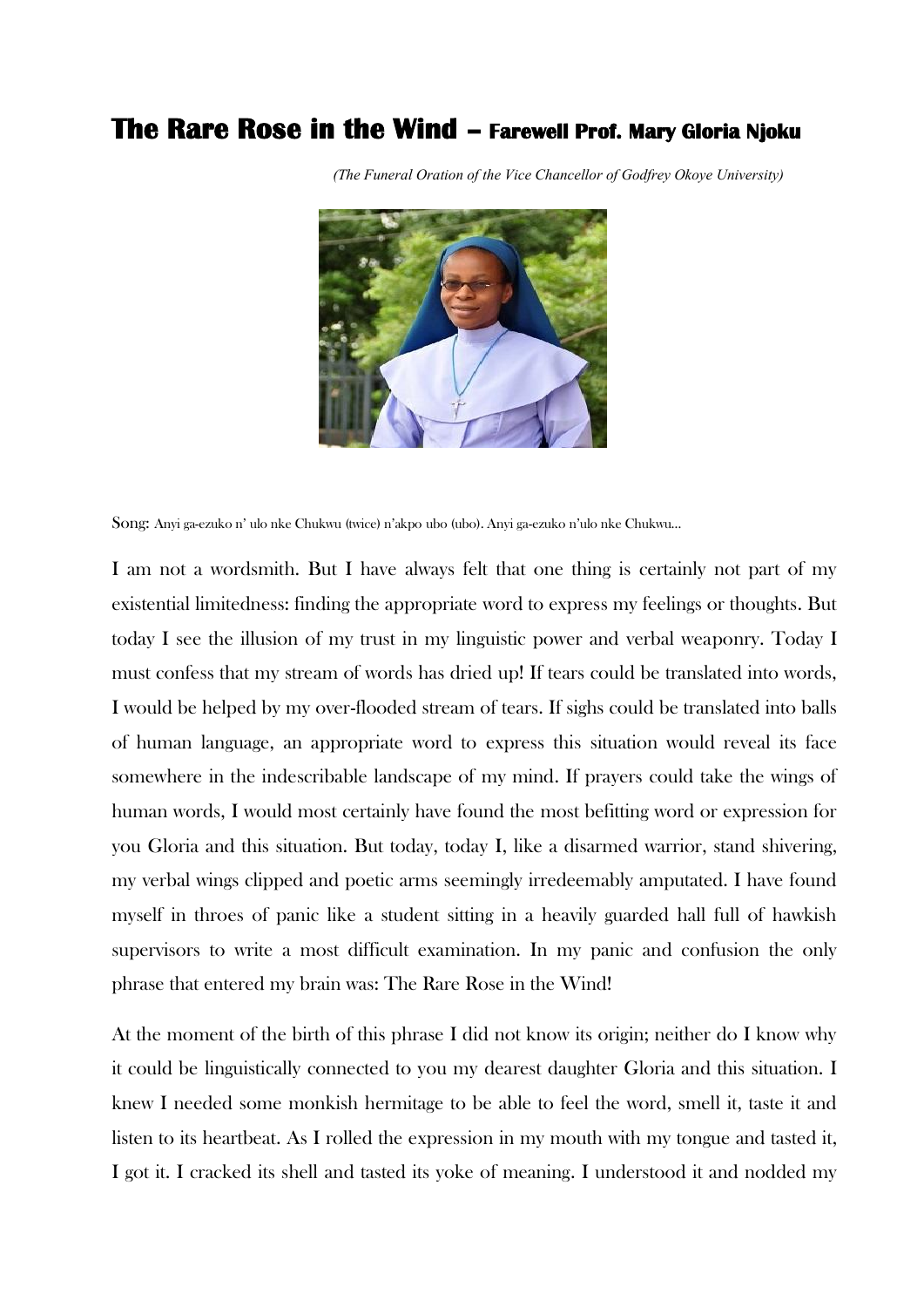# The Rare Rose in the Wind – Farewell Prof. Mary Gloria Njoku

*(The Funeral Oration of the Vice Chancellor of Godfrey Okoye University)*

Song: Anyi ga-ezuko n' ulo nke Chukwu (twice) n'akpo ubo (ubo). Anyi ga-ezuko n'ulo nke Chukwu...

I am not a wordsmith. But I have always felt that one thing is certainly not part of my existential limitedness: finding the appropriate word to express my feelings or thoughts. But today I see the illusion of my trust in my linguistic power and verbal weaponry. Today I must confess that my stream of words has dried up! If tears could be translated into words, I would be helped by my over-flooded stream of tears. If sighs could be translated into balls of human language, an appropriate word to express this situation would reveal its face somewhere in the indescribable landscape of my mind. If prayers could take the wings of human words, I would most certainly have found the most befitting word or expression for you Gloria and this situation. But today, today I, like a disarmed warrior, stand shivering, my verbal wings clipped and poetic arms seemingly irredeemably amputated. I have found myself in throes of panic like a student sitting in a heavily guarded hall full of hawkish supervisors to write a most difficult examination. In my panic and confusion the only phrase that entered my brain was: The Rare Rose in the Wind!

At the moment of the birth of this phrase I did not know its origin; neither do I know why it could be linguistically connected to you my dearest daughter Gloria and this situation. I knew I needed some monkish hermitage to be able to feel the word, smell it, taste it and listen to its heartbeat. As I rolled the expression in my mouth with my tongue and tasted it, I got it. I cracked its shell and tasted its yoke of meaning. I understood it and nodded my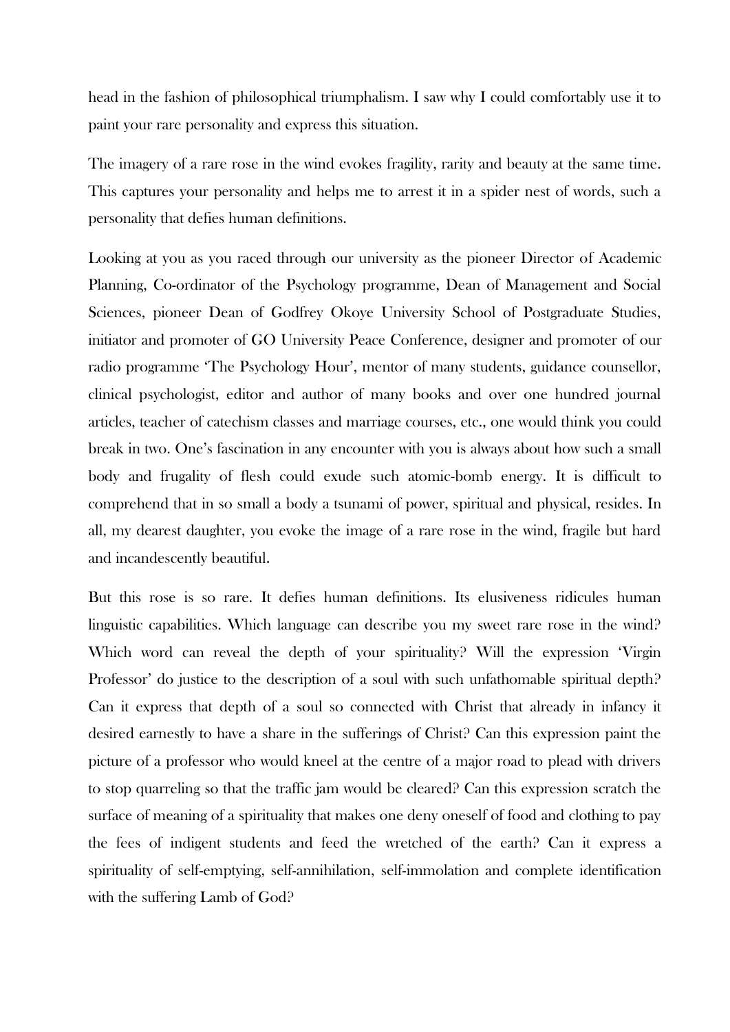head in the fashion of philosophical triumphalism. I saw why I could comfortably use it to paint your rare personality and express this situation.

The imagery of a rare rose in the wind evokes fragility, rarity and beauty at the same time. This captures your personality and helps me to arrest it in a spider nest of words, such a personality that defies human definitions.

Looking at you as you raced through our university as the pioneer Director of Academic Planning, Co-ordinator of the Psychology programme, Dean of Management and Social Sciences, pioneer Dean of Godfrey Okoye University School of Postgraduate Studies, initiator and promoter of GO University Peace Conference, designer and promoter of our radio programme 'The Psychology Hour', mentor of many students, guidance counsellor, clinical psychologist, editor and author of many books and over one hundred journal articles, teacher of catechism classes and marriage courses, etc., one would think you could break in two. One's fascination in any encounter with you is always about how such a small body and frugality of flesh could exude such atomic-bomb energy. It is difficult to comprehend that in so small a body a tsunami of power, spiritual and physical, resides. In all, my dearest daughter, you evoke the image of a rare rose in the wind, fragile but hard and incandescently beautiful.

But this rose is so rare. It defies human definitions. Its elusiveness ridicules human linguistic capabilities. Which language can describe you my sweet rare rose in the wind? Which word can reveal the depth of your spirituality? Will the expression 'Virgin Professor' do justice to the description of a soul with such unfathomable spiritual depth? Can it express that depth of a soul so connected with Christ that already in infancy it desired earnestly to have a share in the sufferings of Christ? Can this expression paint the picture of a professor who would kneel at the centre of a major road to plead with drivers to stop quarreling so that the traffic jam would be cleared? Can this expression scratch the surface of meaning of a spirituality that makes one deny oneself of food and clothing to pay the fees of indigent students and feed the wretched of the earth? Can it express a spirituality of self-emptying, self-annihilation, self-immolation and complete identification with the suffering Lamb of God?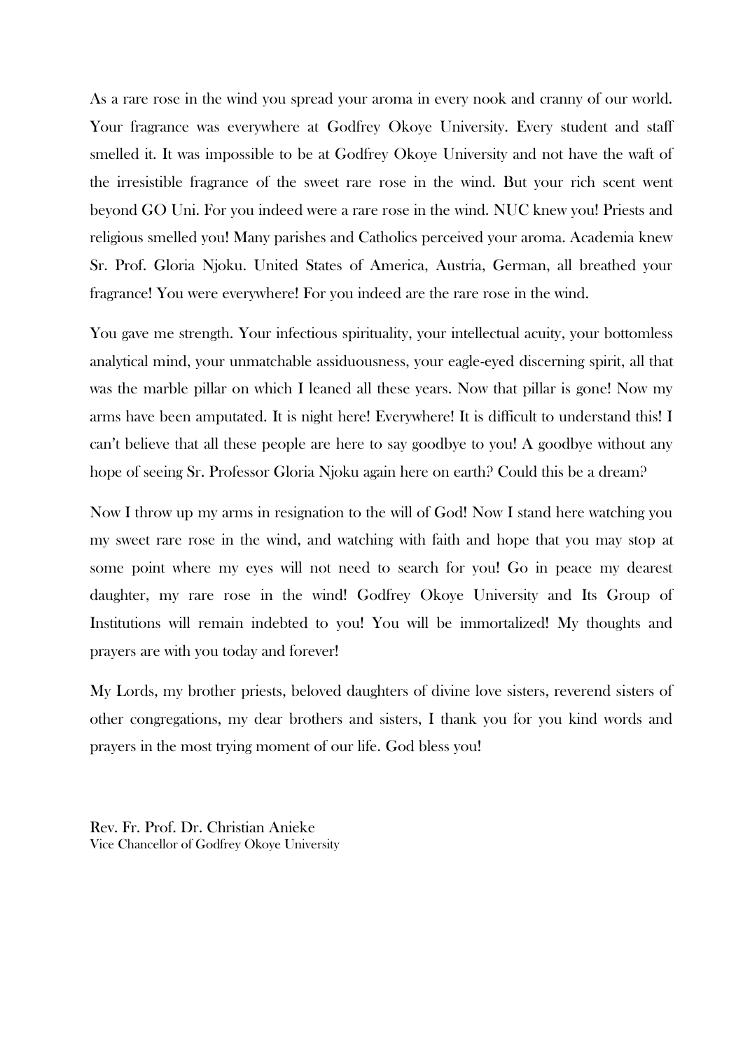As a rare rose in the wind you spread your aroma in every nook and cranny of our world. Your fragrance was everywhere at Godfrey Okoye University. Every student and staff smelled it. It was impossible to be at Godfrey Okoye University and not have the waft of the irresistible fragrance of the sweet rare rose in the wind. But your rich scent went beyond GO Uni. For you indeed were a rare rose in the wind. NUC knew you! Priests and religious smelled you! Many parishes and Catholics perceived your aroma. Academia knew Sr. Prof. Gloria Njoku. United States of America, Austria, German, all breathed your fragrance! You were everywhere! For you indeed are the rare rose in the wind.

You gave me strength. Your infectious spirituality, your intellectual acuity, your bottomless analytical mind, your unmatchable assiduousness, your eagle-eyed discerning spirit, all that was the marble pillar on which I leaned all these years. Now that pillar is gone! Now my arms have been amputated. It is night here! Everywhere! It is difficult to understand this! I can't believe that all these people are here to say goodbye to you! A goodbye without any hope of seeing Sr. Professor Gloria Njoku again here on earth? Could this be a dream?

Now I throw up my arms in resignation to the will of God! Now I stand here watching you my sweet rare rose in the wind, and watching with faith and hope that you may stop at some point where my eyes will not need to search for you! Go in peace my dearest daughter, my rare rose in the wind! Godfrey Okoye University and Its Group of Institutions will remain indebted to you! You will be immortalized! My thoughts and prayers are with you today and forever!

My Lords, my brother priests, beloved daughters of divine love sisters, reverend sisters of other congregations, my dear brothers and sisters, I thank you for you kind words and prayers in the most trying moment of our life. God bless you!

Rev. Fr. Prof. Dr. Christian Anieke
Vice Chancellor of Godfrey Okoye University